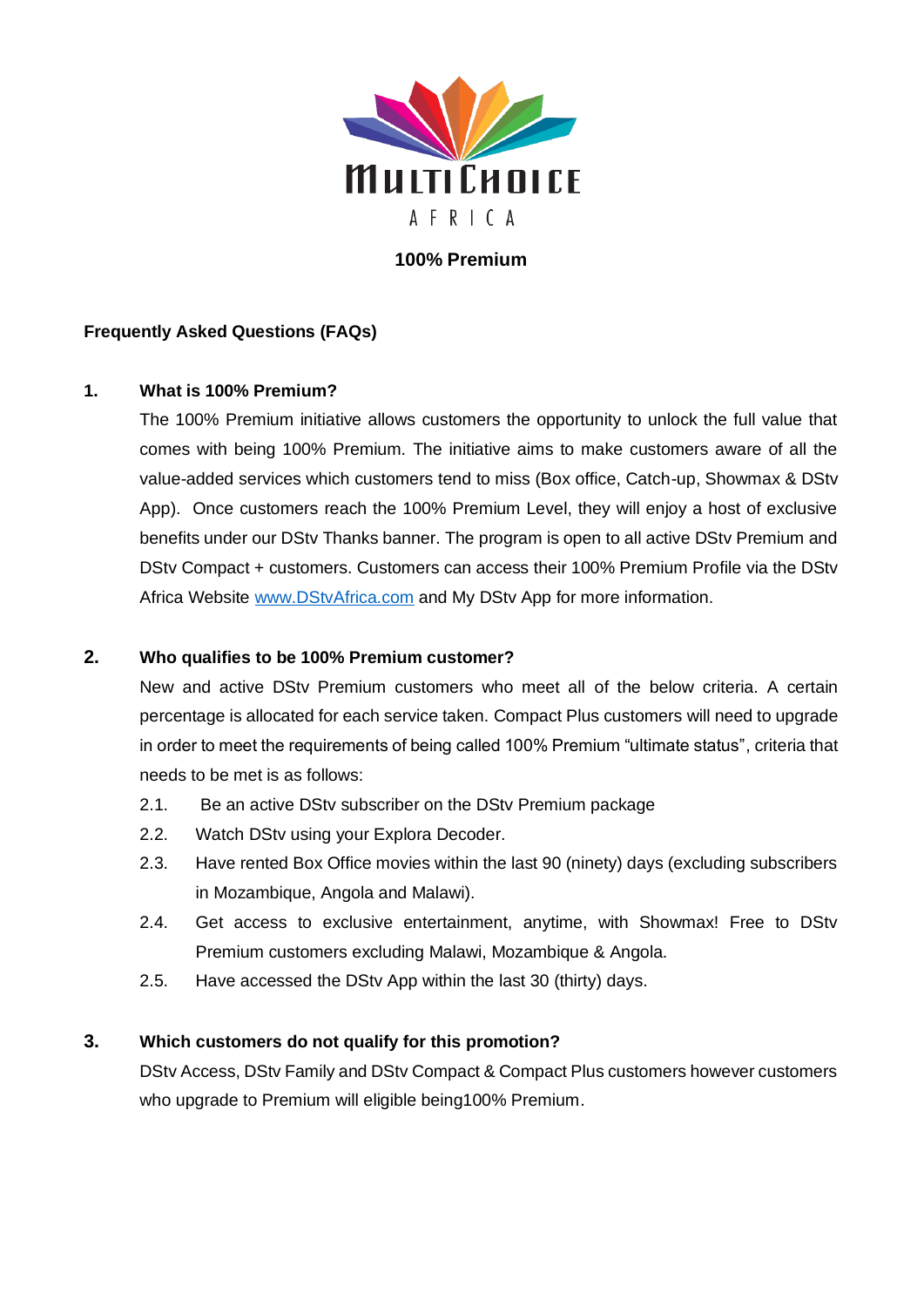MultiChoice AFRICA

# 100% Premium

## Frequently Asked Questions (FAQs)

### 1. What is 100% Premium?

The 100% Premium initiative allows customers the opportunity to unlock the full value that comes with being 100% Premium. The initiative aims to make customers aware of all the value-added services which customers tend to miss (Box office, Catch-up, Showmax & DStv App). Once customers reach the 100% Premium Level, they will enjoy a host of exclusive benefits under our DStv Thanks banner. The program is open to all active DStv Premium and DStv Compact + customers. Customers can access their 100% Premium Profile via the DStv Africa Website [www.DStvAfrica.com](http://www.DStvAfrica.com) and My DStv App for more information.

### 2. Who qualifies to be 100% Premium customer?

New and active DStv Premium customers who meet all of the below criteria. A certain percentage is allocated for each service taken. Compact Plus customers will need to upgrade in order to meet the requirements of being called 100% Premium "ultimate status", criteria that needs to be met is as follows:

2.1. Be an active DStv subscriber on the DStv Premium package

2.2. Watch DStv using your Explora Decoder.

2.3. Have rented Box Office movies within the last 90 (ninety) days (excluding subscribers in Mozambique, Angola and Malawi).

2.4. Get access to exclusive entertainment, anytime, with Showmax! Free to DStv Premium customers excluding Malawi, Mozambique & Angola.

2.5. Have accessed the DStv App within the last 30 (thirty) days.

### 3. Which customers do not qualify for this promotion?

DStv Access, DStv Family and DStv Compact & Compact Plus customers however customers who upgrade to Premium will eligible being100% Premium.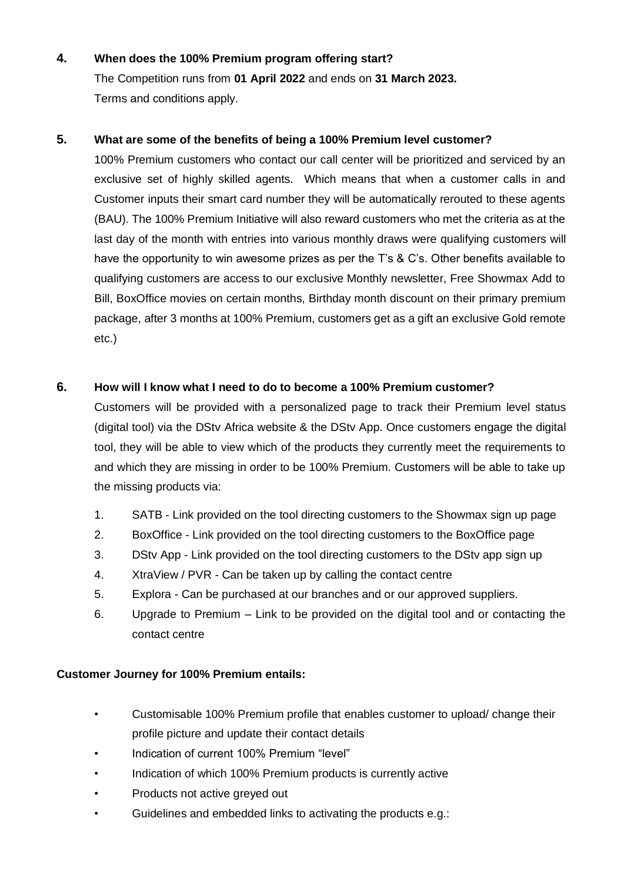**4. When does the 100% Premium program offering start?**

The Competition runs from **01 April 2022** and ends on **31 March 2023.**
Terms and conditions apply.

**5. What are some of the benefits of being a 100% Premium level customer?**

100% Premium customers who contact our call center will be prioritized and serviced by an exclusive set of highly skilled agents. Which means that when a customer calls in and Customer inputs their smart card number they will be automatically rerouted to these agents (BAU). The 100% Premium Initiative will also reward customers who met the criteria as at the last day of the month with entries into various monthly draws were qualifying customers will have the opportunity to win awesome prizes as per the T's & C's. Other benefits available to qualifying customers are access to our exclusive Monthly newsletter, Free Showmax Add to Bill, BoxOffice movies on certain months, Birthday month discount on their primary premium package, after 3 months at 100% Premium, customers get as a gift an exclusive Gold remote etc.)

**6. How will I know what I need to do to become a 100% Premium customer?**

Customers will be provided with a personalized page to track their Premium level status (digital tool) via the DStv Africa website & the DStv App. Once customers engage the digital tool, they will be able to view which of the products they currently meet the requirements to and which they are missing in order to be 100% Premium. Customers will be able to take up the missing products via:

1. SATB - Link provided on the tool directing customers to the Showmax sign up page
2. BoxOffice - Link provided on the tool directing customers to the BoxOffice page
3. DStv App - Link provided on the tool directing customers to the DStv app sign up
4. XtraView / PVR - Can be taken up by calling the contact centre
5. Explora - Can be purchased at our branches and or our approved suppliers.
6. Upgrade to Premium – Link to be provided on the digital tool and or contacting the contact centre

**Customer Journey for 100% Premium entails:**

- Customisable 100% Premium profile that enables customer to upload/ change their profile picture and update their contact details
- Indication of current 100% Premium "level"
- Indication of which 100% Premium products is currently active
- Products not active greyed out
- Guidelines and embedded links to activating the products e.g.: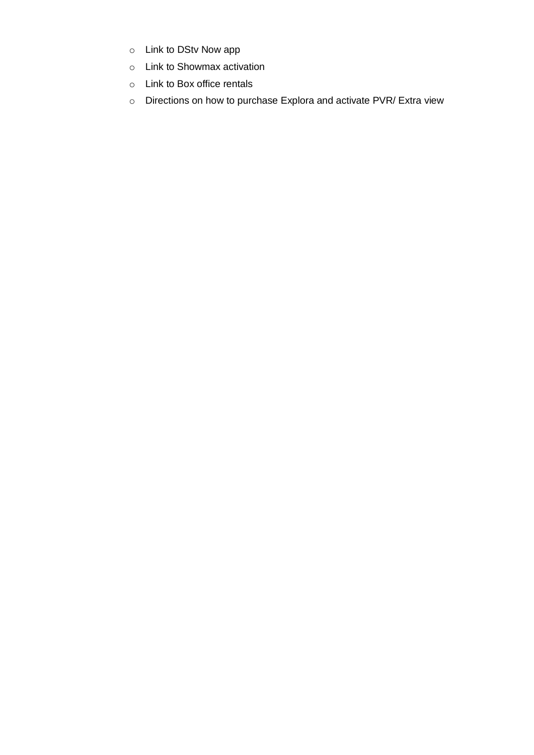- Link to DStv Now app
- Link to Showmax activation
- Link to Box office rentals
- Directions on how to purchase Explora and activate PVR/ Extra view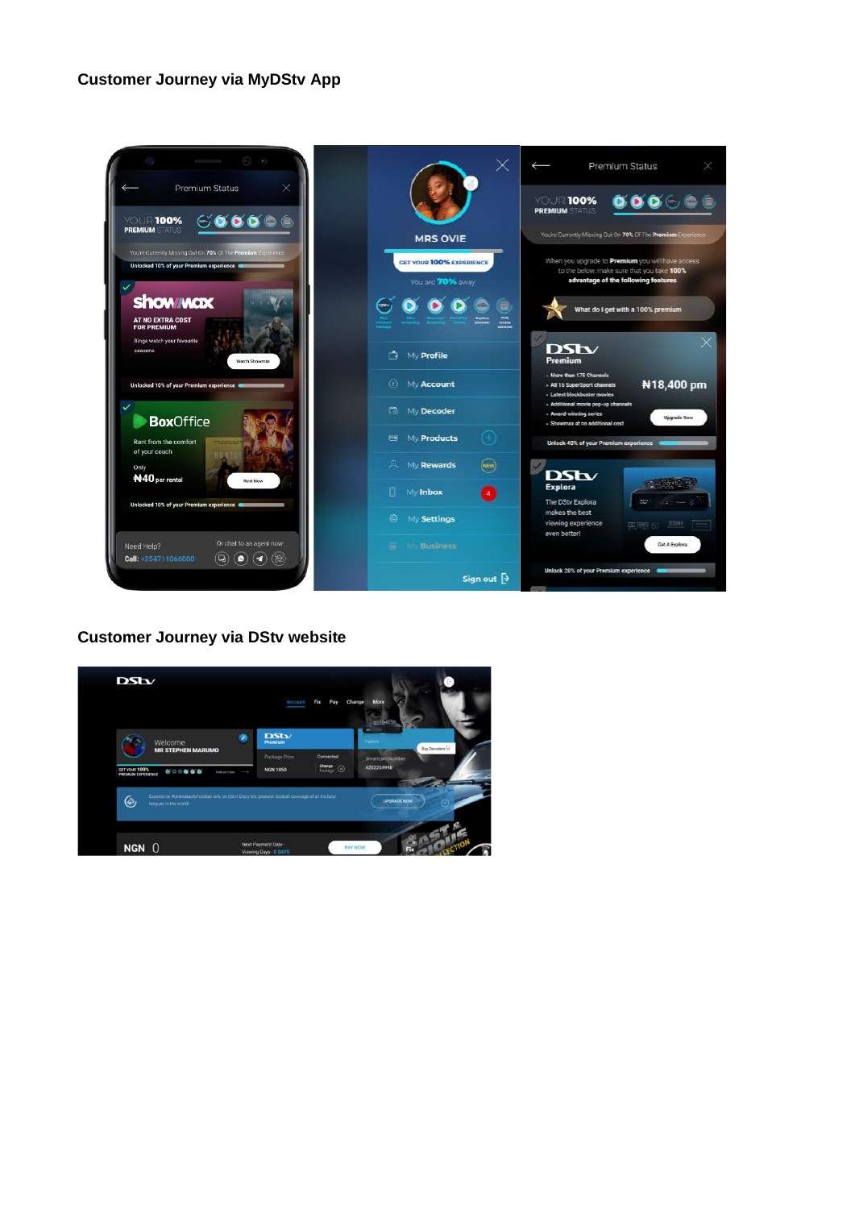## Customer Journey via MyDStv App

## Customer Journey via DStv website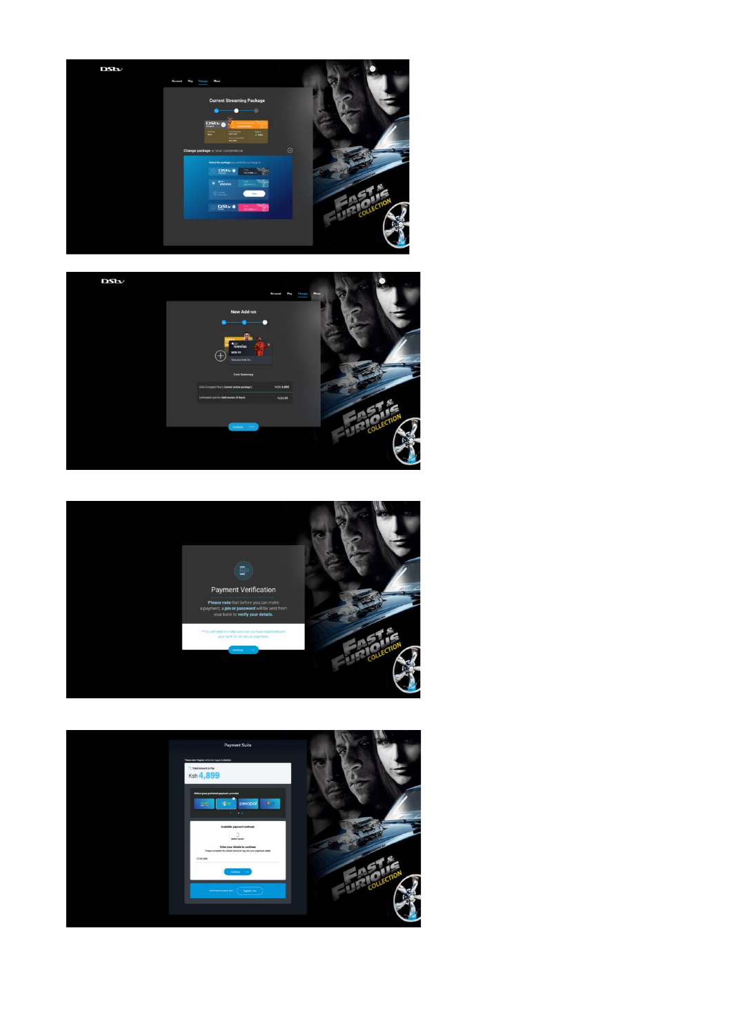DStv

Account Pay Change More

Current Streaming Package

Change package at your convenience

DStv

Account Pay Change More

New Add-on

Cost Summary

Continue

Payment Verification

Please note that before you can make a payment, a pin or password will be sent from your bank to verify your details.

**You will need to make sure that you have registered with your bank for 3D secure payments.

Continue

Payment Suite

Total Amount to Pay

Ksh 4,899

Select your preferred payment provider

pesapal

Available payment methods

Enter your details to continue

Continue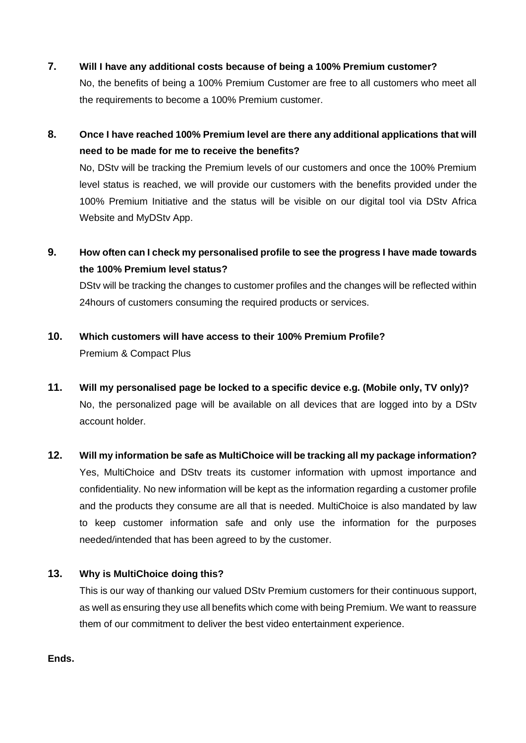**7. Will I have any additional costs because of being a 100% Premium customer?**

No, the benefits of being a 100% Premium Customer are free to all customers who meet all the requirements to become a 100% Premium customer.

**8. Once I have reached 100% Premium level are there any additional applications that will need to be made for me to receive the benefits?**

No, DStv will be tracking the Premium levels of our customers and once the 100% Premium level status is reached, we will provide our customers with the benefits provided under the 100% Premium Initiative and the status will be visible on our digital tool via DStv Africa Website and MyDStv App.

**9. How often can I check my personalised profile to see the progress I have made towards the 100% Premium level status?**

DStv will be tracking the changes to customer profiles and the changes will be reflected within 24hours of customers consuming the required products or services.

**10. Which customers will have access to their 100% Premium Profile?**

Premium & Compact Plus

**11. Will my personalised page be locked to a specific device e.g. (Mobile only, TV only)?**

No, the personalized page will be available on all devices that are logged into by a DStv account holder.

**12. Will my information be safe as MultiChoice will be tracking all my package information?**

Yes, MultiChoice and DStv treats its customer information with upmost importance and confidentiality. No new information will be kept as the information regarding a customer profile and the products they consume are all that is needed. MultiChoice is also mandated by law to keep customer information safe and only use the information for the purposes needed/intended that has been agreed to by the customer.

**13. Why is MultiChoice doing this?**

This is our way of thanking our valued DStv Premium customers for their continuous support, as well as ensuring they use all benefits which come with being Premium. We want to reassure them of our commitment to deliver the best video entertainment experience.

**Ends.**